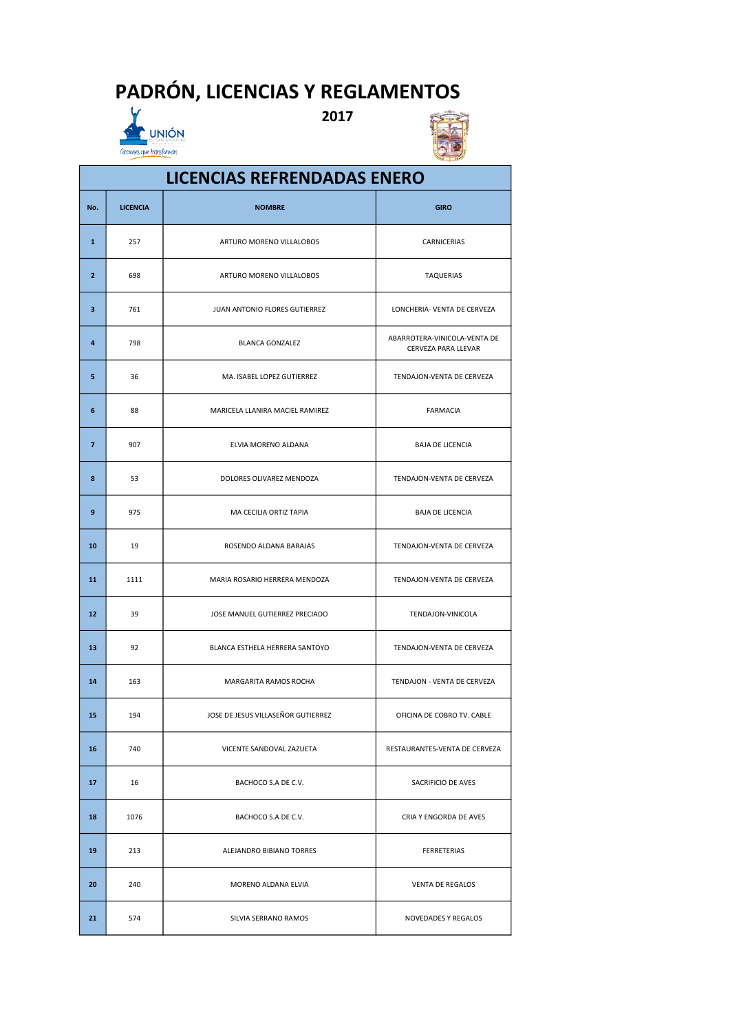# PADRÓN, LICENCIAS Y REGLAMENTOS

## 2017

## LICENCIAS REFRENDADAS ENERO

| No. | LICENCIA | NOMBRE | GIRO |
|---|---|---|---|
| 1 | 257 | ARTURO MORENO VILLALOBOS | CARNICERIAS |
| 2 | 698 | ARTURO MORENO VILLALOBOS | TAQUERIAS |
| 3 | 761 | JUAN ANTONIO FLORES GUTIERREZ | LONCHERIA- VENTA DE CERVEZA |
| 4 | 798 | BLANCA GONZALEZ | ABARROTERA-VINICOLA-VENTA DE CERVEZA PARA LLEVAR |
| 5 | 36 | MA. ISABEL LOPEZ GUTIERREZ | TENDAJON-VENTA DE CERVEZA |
| 6 | 88 | MARICELA LLANIRA MACIEL RAMIREZ | FARMACIA |
| 7 | 907 | ELVIA MORENO ALDANA | BAJA DE LICENCIA |
| 8 | 53 | DOLORES OLIVAREZ MENDOZA | TENDAJON-VENTA DE CERVEZA |
| 9 | 975 | MA CECILIA ORTIZ TAPIA | BAJA DE LICENCIA |
| 10 | 19 | ROSENDO ALDANA BARAJAS | TENDAJON-VENTA DE CERVEZA |
| 11 | 1111 | MARIA ROSARIO HERRERA MENDOZA | TENDAJON-VENTA DE CERVEZA |
| 12 | 39 | JOSE MANUEL GUTIERREZ PRECIADO | TENDAJON-VINICOLA |
| 13 | 92 | BLANCA ESTHELA HERRERA SANTOYO | TENDAJON-VENTA DE CERVEZA |
| 14 | 163 | MARGARITA RAMOS ROCHA | TENDAJON - VENTA DE CERVEZA |
| 15 | 194 | JOSE DE JESUS VILLASEÑOR GUTIERREZ | OFICINA DE COBRO TV. CABLE |
| 16 | 740 | VICENTE SANDOVAL ZAZUETA | RESTAURANTES-VENTA DE CERVEZA |
| 17 | 16 | BACHOCO S.A DE C.V. | SACRIFICIO DE AVES |
| 18 | 1076 | BACHOCO S.A DE C.V. | CRIA Y ENGORDA DE AVES |
| 19 | 213 | ALEJANDRO BIBIANO TORRES | FERRETERIAS |
| 20 | 240 | MORENO ALDANA ELVIA | VENTA DE REGALOS |
| 21 | 574 | SILVIA SERRANO RAMOS | NOVEDADES Y REGALOS |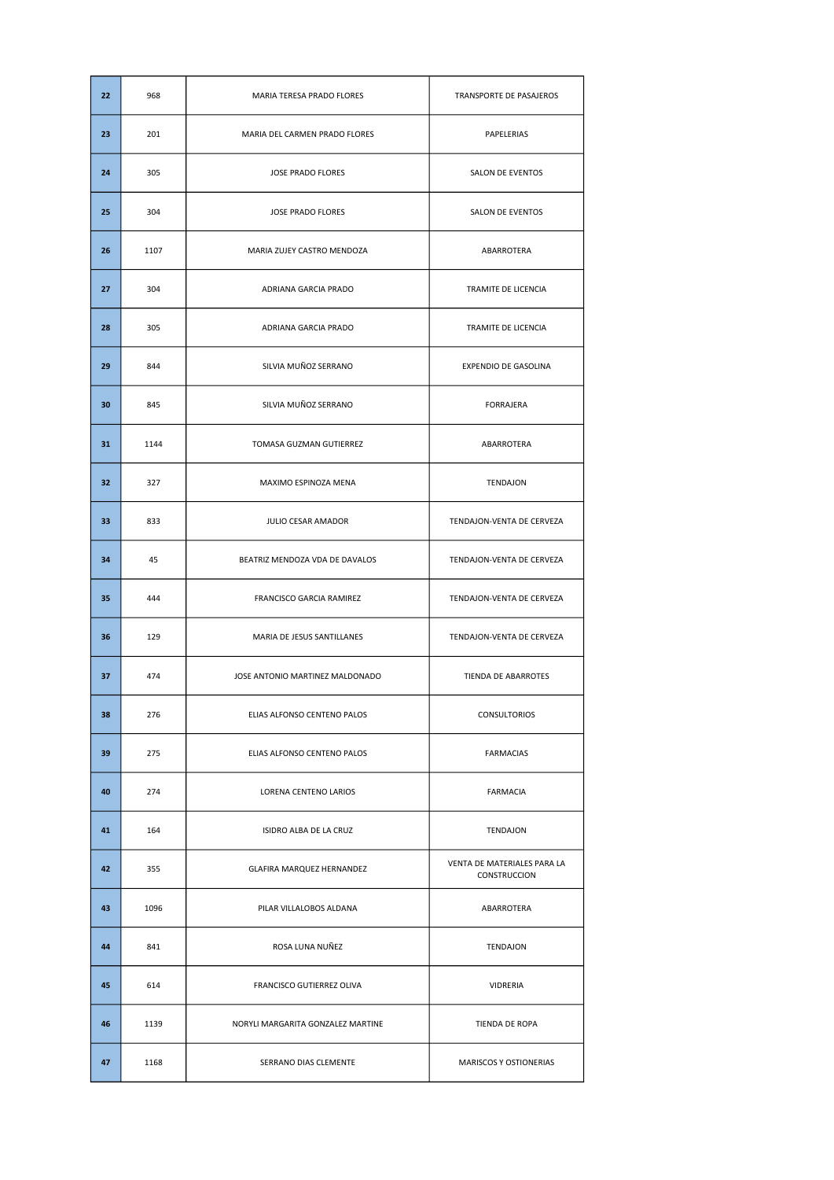| 22 | 968 | MARIA TERESA PRADO FLORES | TRANSPORTE DE PASAJEROS |
|---|---|---|---|
| 23 | 201 | MARIA DEL CARMEN PRADO FLORES | PAPELERIAS |
| 24 | 305 | JOSE PRADO FLORES | SALON DE EVENTOS |
| 25 | 304 | JOSE PRADO FLORES | SALON DE EVENTOS |
| 26 | 1107 | MARIA ZUJEY CASTRO MENDOZA | ABARROTERA |
| 27 | 304 | ADRIANA GARCIA PRADO | TRAMITE DE LICENCIA |
| 28 | 305 | ADRIANA GARCIA PRADO | TRAMITE DE LICENCIA |
| 29 | 844 | SILVIA MUÑOZ SERRANO | EXPENDIO DE GASOLINA |
| 30 | 845 | SILVIA MUÑOZ SERRANO | FORRAJERA |
| 31 | 1144 | TOMASA GUZMAN GUTIERREZ | ABARROTERA |
| 32 | 327 | MAXIMO ESPINOZA MENA | TENDAJON |
| 33 | 833 | JULIO CESAR AMADOR | TENDAJON-VENTA DE CERVEZA |
| 34 | 45 | BEATRIZ MENDOZA VDA DE DAVALOS | TENDAJON-VENTA DE CERVEZA |
| 35 | 444 | FRANCISCO GARCIA RAMIREZ | TENDAJON-VENTA DE CERVEZA |
| 36 | 129 | MARIA DE JESUS SANTILLANES | TENDAJON-VENTA DE CERVEZA |
| 37 | 474 | JOSE ANTONIO MARTINEZ MALDONADO | TIENDA DE ABARROTES |
| 38 | 276 | ELIAS ALFONSO CENTENO PALOS | CONSULTORIOS |
| 39 | 275 | ELIAS ALFONSO CENTENO PALOS | FARMACIAS |
| 40 | 274 | LORENA CENTENO LARIOS | FARMACIA |
| 41 | 164 | ISIDRO ALBA DE LA CRUZ | TENDAJON |
| 42 | 355 | GLAFIRA MARQUEZ HERNANDEZ | VENTA DE MATERIALES PARA LA CONSTRUCCION |
| 43 | 1096 | PILAR VILLALOBOS ALDANA | ABARROTERA |
| 44 | 841 | ROSA LUNA NUÑEZ | TENDAJON |
| 45 | 614 | FRANCISCO GUTIERREZ OLIVA | VIDRERIA |
| 46 | 1139 | NORYLI MARGARITA GONZALEZ MARTINE | TIENDA DE ROPA |
| 47 | 1168 | SERRANO DIAS CLEMENTE | MARISCOS Y OSTIONERIAS |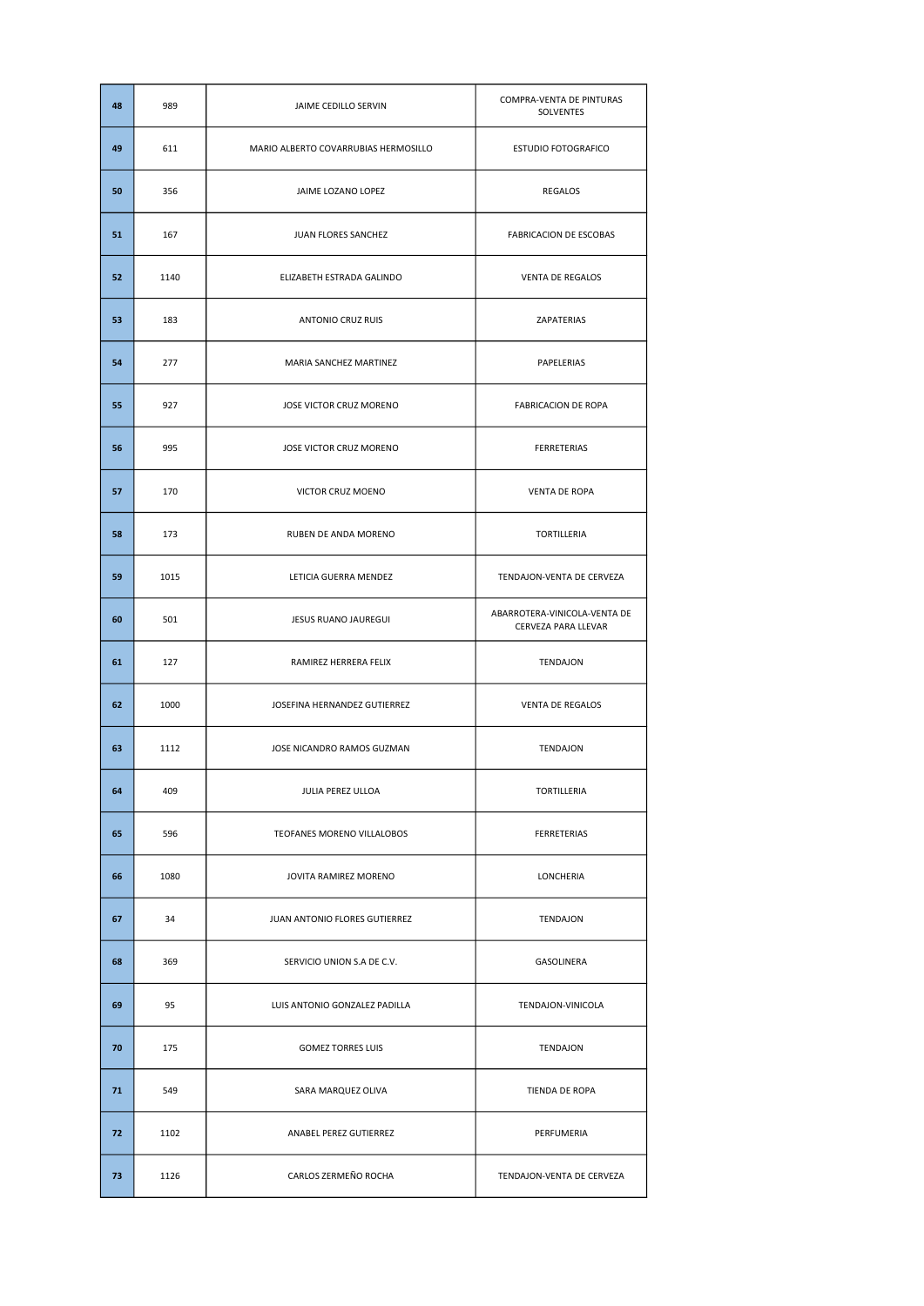| | | | |
|---|---|---|---|
| 48 | 989 | JAIME CEDILLO SERVIN | COMPRA-VENTA DE PINTURAS SOLVENTES |
| 49 | 611 | MARIO ALBERTO COVARRUBIAS HERMOSILLO | ESTUDIO FOTOGRAFICO |
| 50 | 356 | JAIME LOZANO LOPEZ | REGALOS |
| 51 | 167 | JUAN FLORES SANCHEZ | FABRICACION DE ESCOBAS |
| 52 | 1140 | ELIZABETH ESTRADA GALINDO | VENTA DE REGALOS |
| 53 | 183 | ANTONIO CRUZ RUIS | ZAPATERIAS |
| 54 | 277 | MARIA SANCHEZ MARTINEZ | PAPELERIAS |
| 55 | 927 | JOSE VICTOR CRUZ MORENO | FABRICACION DE ROPA |
| 56 | 995 | JOSE VICTOR CRUZ MORENO | FERRETERIAS |
| 57 | 170 | VICTOR CRUZ MOENO | VENTA DE ROPA |
| 58 | 173 | RUBEN DE ANDA MORENO | TORTILLERIA |
| 59 | 1015 | LETICIA GUERRA MENDEZ | TENDAJON-VENTA DE CERVEZA |
| 60 | 501 | JESUS RUANO JAUREGUI | ABARROTERA-VINICOLA-VENTA DE CERVEZA PARA LLEVAR |
| 61 | 127 | RAMIREZ HERRERA FELIX | TENDAJON |
| 62 | 1000 | JOSEFINA HERNANDEZ GUTIERREZ | VENTA DE REGALOS |
| 63 | 1112 | JOSE NICANDRO RAMOS GUZMAN | TENDAJON |
| 64 | 409 | JULIA PEREZ ULLOA | TORTILLERIA |
| 65 | 596 | TEOFANES MORENO VILLALOBOS | FERRETERIAS |
| 66 | 1080 | JOVITA RAMIREZ MORENO | LONCHERIA |
| 67 | 34 | JUAN ANTONIO FLORES GUTIERREZ | TENDAJON |
| 68 | 369 | SERVICIO UNION S.A DE C.V. | GASOLINERA |
| 69 | 95 | LUIS ANTONIO GONZALEZ PADILLA | TENDAJON-VINICOLA |
| 70 | 175 | GOMEZ TORRES LUIS | TENDAJON |
| 71 | 549 | SARA MARQUEZ OLIVA | TIENDA DE ROPA |
| 72 | 1102 | ANABEL PEREZ GUTIERREZ | PERFUMERIA |
| 73 | 1126 | CARLOS ZERMEÑO ROCHA | TENDAJON-VENTA DE CERVEZA |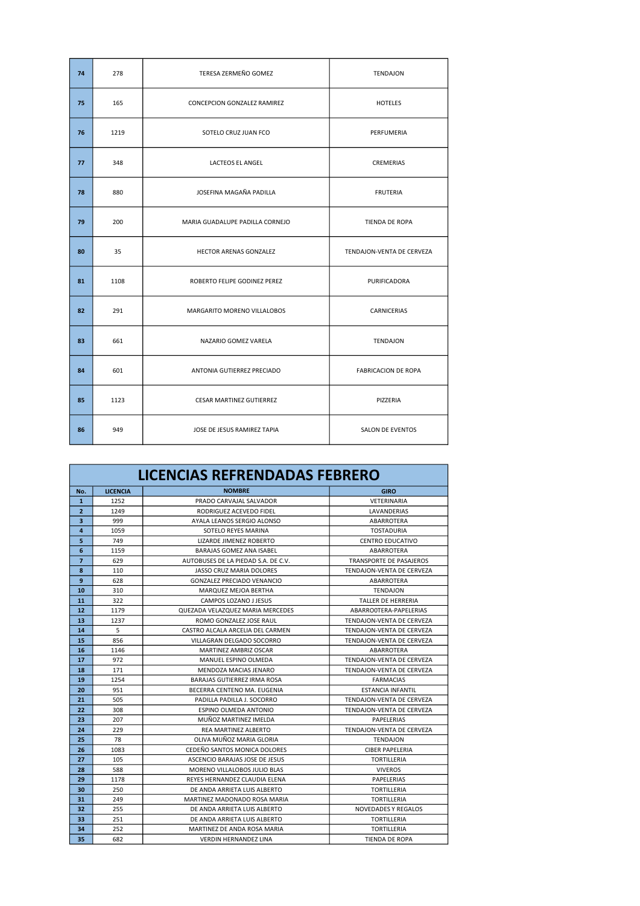| | | | |
|---|---|---|---|
| **74** | 278 | TERESA ZERMEÑO GOMEZ | TENDAJON |
| **75** | 165 | CONCEPCION GONZALEZ RAMIREZ | HOTELES |
| **76** | 1219 | SOTELO CRUZ JUAN FCO | PERFUMERIA |
| **77** | 348 | LACTEOS EL ANGEL | CREMERIAS |
| **78** | 880 | JOSEFINA MAGAÑA PADILLA | FRUTERIA |
| **79** | 200 | MARIA GUADALUPE PADILLA CORNEJO | TIENDA DE ROPA |
| **80** | 35 | HECTOR ARENAS GONZALEZ | TENDAJON-VENTA DE CERVEZA |
| **81** | 1108 | ROBERTO FELIPE GODINEZ PEREZ | PURIFICADORA |
| **82** | 291 | MARGARITO MORENO VILLALOBOS | CARNICERIAS |
| **83** | 661 | NAZARIO GOMEZ VARELA | TENDAJON |
| **84** | 601 | ANTONIA GUTIERREZ PRECIADO | FABRICACION DE ROPA |
| **85** | 1123 | CESAR MARTINEZ GUTIERREZ | PIZZERIA |
| **86** | 949 | JOSE DE JESUS RAMIREZ TAPIA | SALON DE EVENTOS |

# LICENCIAS REFRENDADAS FEBRERO

| No. | LICENCIA | NOMBRE | GIRO |
|---|---|---|---|
| **1** | 1252 | PRADO CARVAJAL SALVADOR | VETERINARIA |
| **2** | 1249 | RODRIGUEZ ACEVEDO FIDEL | LAVANDERIAS |
| **3** | 999 | AYALA LEANOS SERGIO ALONSO | ABARROTERA |
| **4** | 1059 | SOTELO REYES MARINA | TOSTADURIA |
| **5** | 749 | LIZARDE JIMENEZ ROBERTO | CENTRO EDUCATIVO |
| **6** | 1159 | BARAJAS GOMEZ ANA ISABEL | ABARROTERA |
| **7** | 629 | AUTOBUSES DE LA PIEDAD S.A. DE C.V. | TRANSPORTE DE PASAJEROS |
| **8** | 110 | JASSO CRUZ MARIA DOLORES | TENDAJON-VENTA DE CERVEZA |
| **9** | 628 | GONZALEZ PRECIADO VENANCIO | ABARROTERA |
| **10** | 310 | MARQUEZ MEJOA BERTHA | TENDAJON |
| **11** | 322 | CAMPOS LOZANO J JESUS | TALLER DE HERRERIA |
| **12** | 1179 | QUEZADA VELAZQUEZ MARIA MERCEDES | ABARROOTERA-PAPELERIAS |
| **13** | 1237 | ROMO GONZALEZ JOSE RAUL | TENDAJON-VENTA DE CERVEZA |
| **14** | 5 | CASTRO ALCALA ARCELIA DEL CARMEN | TENDAJON-VENTA DE CERVEZA |
| **15** | 856 | VILLAGRAN DELGADO SOCORRO | TENDAJON-VENTA DE CERVEZA |
| **16** | 1146 | MARTINEZ AMBRIZ OSCAR | ABARROTERA |
| **17** | 972 | MANUEL ESPINO OLMEDA | TENDAJON-VENTA DE CERVEZA |
| **18** | 171 | MENDOZA MACIAS JENARO | TENDAJON-VENTA DE CERVEZA |
| **19** | 1254 | BARAJAS GUTIERREZ IRMA ROSA | FARMACIAS |
| **20** | 951 | BECERRA CENTENO MA. EUGENIA | ESTANCIA INFANTIL |
| **21** | 505 | PADILLA PADILLA J. SOCORRO | TENDAJON-VENTA DE CERVEZA |
| **22** | 308 | ESPINO OLMEDA ANTONIO | TENDAJON-VENTA DE CERVEZA |
| **23** | 207 | MUÑOZ MARTINEZ IMELDA | PAPELERIAS |
| **24** | 229 | REA MARTINEZ ALBERTO | TENDAJON-VENTA DE CERVEZA |
| **25** | 78 | OLIVA MUÑOZ MARIA GLORIA | TENDAJON |
| **26** | 1083 | CEDEÑO SANTOS MONICA DOLORES | CIBER PAPELERIA |
| **27** | 105 | ASCENCIO BARAJAS JOSE DE JESUS | TORTILLERIA |
| **28** | 588 | MORENO VILLALOBOS JULIO BLAS | VIVEROS |
| **29** | 1178 | REYES HERNANDEZ CLAUDIA ELENA | PAPELERIAS |
| **30** | 250 | DE ANDA ARRIETA LUIS ALBERTO | TORTILLERIA |
| **31** | 249 | MARTINEZ MADONADO ROSA MARIA | TORTILLERIA |
| **32** | 255 | DE ANDA ARRIETA LUIS ALBERTO | NOVEDADES Y REGALOS |
| **33** | 251 | DE ANDA ARRIETA LUIS ALBERTO | TORTILLERIA |
| **34** | 252 | MARTINEZ DE ANDA ROSA MARIA | TORTILLERIA |
| **35** | 682 | VERDIN HERNANDEZ LINA | TIENDA DE ROPA |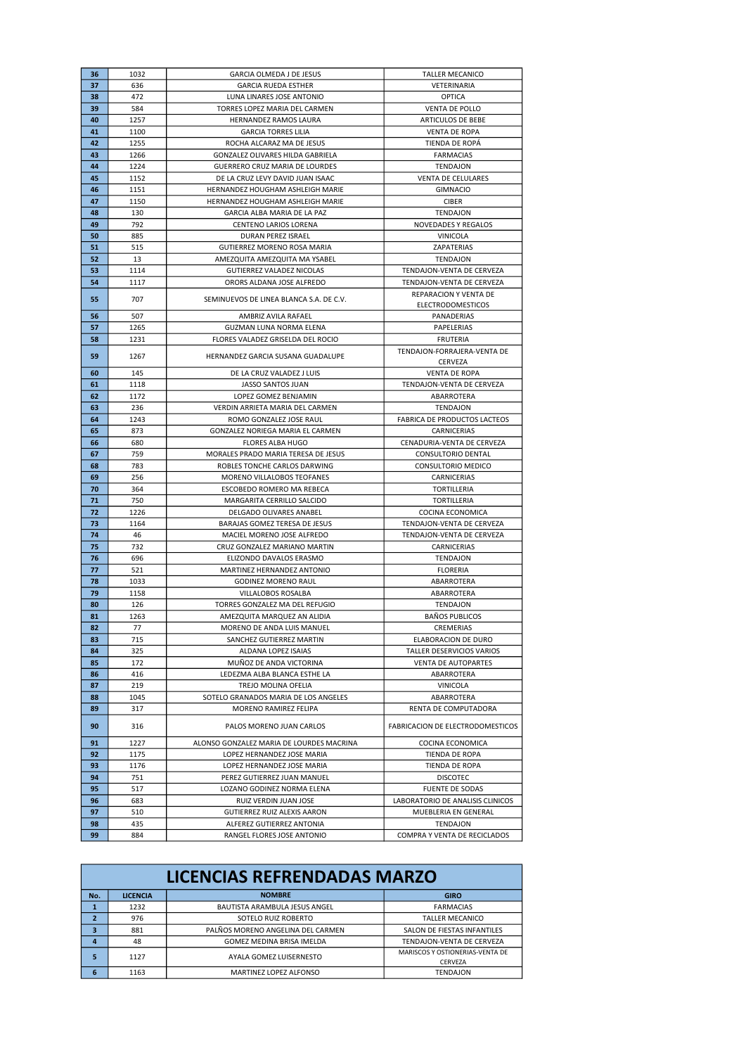| 36 | 1032 | GARCIA OLMEDA J DE JESUS | TALLER MECANICO |
|---|---|---|---|
| 37 | 636 | GARCIA RUEDA ESTHER | VETERINARIA |
| 38 | 472 | LUNA LINARES JOSE ANTONIO | OPTICA |
| 39 | 584 | TORRES LOPEZ MARIA DEL CARMEN | VENTA DE POLLO |
| 40 | 1257 | HERNANDEZ RAMOS LAURA | ARTICULOS DE BEBE |
| 41 | 1100 | GARCIA TORRES LILIA | VENTA DE ROPA |
| 42 | 1255 | ROCHA ALCARAZ MA DE JESUS | TIENDA DE ROPÁ |
| 43 | 1266 | GONZALEZ OLIVARES HILDA GABRIELA | FARMACIAS |
| 44 | 1224 | GUERRERO CRUZ MARIA DE LOURDES | TENDAJON |
| 45 | 1152 | DE LA CRUZ LEVY DAVID JUAN ISAAC | VENTA DE CELULARES |
| 46 | 1151 | HERNANDEZ HOUGHAM ASHLEIGH MARIE | GIMNACIO |
| 47 | 1150 | HERNANDEZ HOUGHAM ASHLEIGH MARIE | CIBER |
| 48 | 130 | GARCIA ALBA MARIA DE LA PAZ | TENDAJON |
| 49 | 792 | CENTENO LARIOS LORENA | NOVEDADES Y REGALOS |
| 50 | 885 | DURAN PEREZ ISRAEL | VINICOLA |
| 51 | 515 | GUTIERREZ MORENO ROSA MARIA | ZAPATERIAS |
| 52 | 13 | AMEZQUITA AMEZQUITA MA YSABEL | TENDAJON |
| 53 | 1114 | GUTIERREZ VALADEZ NICOLAS | TENDAJON-VENTA DE CERVEZA |
| 54 | 1117 | ORORS ALDANA JOSE ALFREDO | TENDAJON-VENTA DE CERVEZA |
| 55 | 707 | SEMINUEVOS DE LINEA BLANCA S.A. DE C.V. | REPARACION Y VENTA DE ELECTRODOMESTICOS |
| 56 | 507 | AMBRIZ AVILA RAFAEL | PANADERIAS |
| 57 | 1265 | GUZMAN LUNA NORMA ELENA | PAPELERIAS |
| 58 | 1231 | FLORES VALADEZ GRISELDA DEL ROCIO | FRUTERIA |
| 59 | 1267 | HERNANDEZ GARCIA SUSANA GUADALUPE | TENDAJON-FORRAJERA-VENTA DE CERVEZA |
| 60 | 145 | DE LA CRUZ VALADEZ J LUIS | VENTA DE ROPA |
| 61 | 1118 | JASSO SANTOS JUAN | TENDAJON-VENTA DE CERVEZA |
| 62 | 1172 | LOPEZ GOMEZ BENJAMIN | ABARROTERA |
| 63 | 236 | VERDIN ARRIETA MARIA DEL CARMEN | TENDAJON |
| 64 | 1243 | ROMO GONZALEZ JOSE RAUL | FABRICA DE PRODUCTOS LACTEOS |
| 65 | 873 | GONZALEZ NORIEGA MARIA EL CARMEN | CARNICERIAS |
| 66 | 680 | FLORES ALBA HUGO | CENADURIA-VENTA DE CERVEZA |
| 67 | 759 | MORALES PRADO MARIA TERESA DE JESUS | CONSULTORIO DENTAL |
| 68 | 783 | ROBLES TONCHE CARLOS DARWING | CONSULTORIO MEDICO |
| 69 | 256 | MORENO VILLALOBOS TEOFANES | CARNICERIAS |
| 70 | 364 | ESCOBEDO ROMERO MA REBECA | TORTILLERIA |
| 71 | 750 | MARGARITA CERRILLO SALCIDO | TORTILLERIA |
| 72 | 1226 | DELGADO OLIVARES ANABEL | COCINA ECONOMICA |
| 73 | 1164 | BARAJAS GOMEZ TERESA DE JESUS | TENDAJON-VENTA DE CERVEZA |
| 74 | 46 | MACIEL MORENO JOSE ALFREDO | TENDAJON-VENTA DE CERVEZA |
| 75 | 732 | CRUZ GONZALEZ MARIANO MARTIN | CARNICERIAS |
| 76 | 696 | ELIZONDO DAVALOS ERASMO | TENDAJON |
| 77 | 521 | MARTINEZ HERNANDEZ ANTONIO | FLORERIA |
| 78 | 1033 | GODINEZ MORENO RAUL | ABARROTERA |
| 79 | 1158 | VILLALOBOS ROSALBA | ABARROTERA |
| 80 | 126 | TORRES GONZALEZ MA DEL REFUGIO | TENDAJON |
| 81 | 1263 | AMEZQUITA MARQUEZ AN ALIDIA | BAÑOS PUBLICOS |
| 82 | 77 | MORENO DE ANDA LUIS MANUEL | CREMERIAS |
| 83 | 715 | SANCHEZ GUTIERREZ MARTIN | ELABORACION DE DURO |
| 84 | 325 | ALDANA LOPEZ ISAIAS | TALLER DESERVICIOS VARIOS |
| 85 | 172 | MUÑOZ DE ANDA VICTORINA | VENTA DE AUTOPARTES |
| 86 | 416 | LEDEZMA ALBA BLANCA ESTHE LA | ABARROTERA |
| 87 | 219 | TREJO MOLINA OFELIA | VINICOLA |
| 88 | 1045 | SOTELO GRANADOS MARIA DE LOS ANGELES | ABARROTERA |
| 89 | 317 | MORENO RAMIREZ FELIPA | RENTA DE COMPUTADORA |
| 90 | 316 | PALOS MORENO JUAN CARLOS | FABRICACION DE ELECTRODOMESTICOS |
| 91 | 1227 | ALONSO GONZALEZ MARIA DE LOURDES MACRINA | COCINA ECONOMICA |
| 92 | 1175 | LOPEZ HERNANDEZ JOSE MARIA | TIENDA DE ROPA |
| 93 | 1176 | LOPEZ HERNANDEZ JOSE MARIA | TIENDA DE ROPA |
| 94 | 751 | PEREZ GUTIERREZ JUAN MANUEL | DISCOTEC |
| 95 | 517 | LOZANO GODINEZ NORMA ELENA | FUENTE DE SODAS |
| 96 | 683 | RUIZ VERDIN JUAN JOSE | LABORATORIO DE ANALISIS CLINICOS |
| 97 | 510 | GUTIERREZ RUIZ ALEXIS AARON | MUEBLERIA EN GENERAL |
| 98 | 435 | ALFEREZ GUTIERREZ ANTONIA | TENDAJON |
| 99 | 884 | RANGEL FLORES JOSE ANTONIO | COMPRA Y VENTA DE RECICLADOS |

## LICENCIAS REFRENDADAS MARZO

| No. | LICENCIA | NOMBRE | GIRO |
|---|---|---|---|
| 1 | 1232 | BAUTISTA ARAMBULA JESUS ANGEL | FARMACIAS |
| 2 | 976 | SOTELO RUIZ ROBERTO | TALLER MECANICO |
| 3 | 881 | PALÑOS MORENO ANGELINA DEL CARMEN | SALON DE FIESTAS INFANTILES |
| 4 | 48 | GOMEZ MEDINA BRISA IMELDA | TENDAJON-VENTA DE CERVEZA |
| 5 | 1127 | AYALA GOMEZ LUISERNESTO | MARISCOS Y OSTIONERIAS-VENTA DE CERVEZA |
| 6 | 1163 | MARTINEZ LOPEZ ALFONSO | TENDAJON |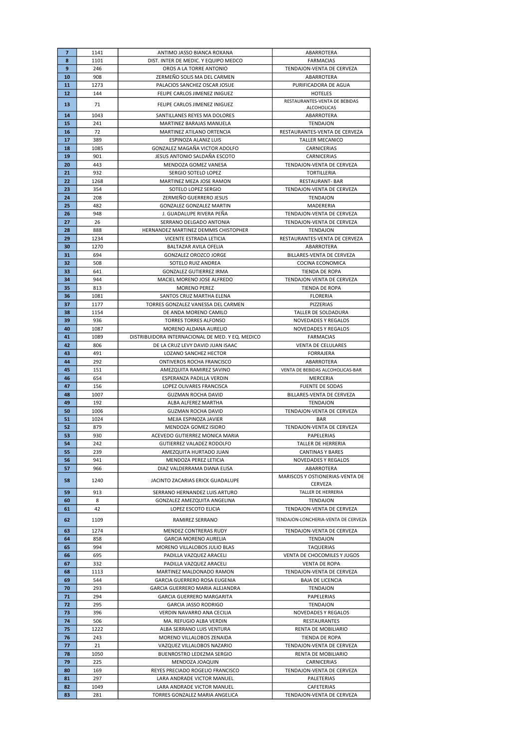| 7 | 1141 | ANTIMO JASSO BIANCA ROXANA | ABARROTERA |
|---|---|---|---|
| 8 | 1101 | DIST. INTER DE MEDIC. Y EQUIPO MEDCO | FARMACIAS |
| 9 | 246 | OROS A LA TORRE ANTONIO | TENDAJON-VENTA DE CERVEZA |
| 10 | 908 | ZERMEÑO SOLIS MA DEL CARMEN | ABARROTERA |
| 11 | 1273 | PALACIOS SANCHEZ OSCAR JOSUE | PURIFICADORA DE AGUA |
| 12 | 144 | FELIPE CARLOS JIMENEZ INIGUEZ | HOTELES |
| 13 | 71 | FELIPE CARLOS JIMENEZ INIGUEZ | RESTAURANTES-VENTA DE BEBIDAS ALCOHOLICAS |
| 14 | 1043 | SANTILLANES REYES MA DOLORES | ABARROTERA |
| 15 | 241 | MARTINEZ BARAJAS MANUELA | TENDAJON |
| 16 | 72 | MARTINEZ ATILANO ORTENCIA | RESTAURANTES-VENTA DE CERVEZA |
| 17 | 389 | ESPINOZA ALANIZ LUIS | TALLER MECANICO |
| 18 | 1085 | GONZALEZ MAGAÑA VICTOR ADOLFO | CARNICERIAS |
| 19 | 901 | JESUS ANTONIO SALDAÑA ESCOTO | CARNICERIAS |
| 20 | 443 | MENDOZA GOMEZ VANESA | TENDAJON-VENTA DE CERVEZA |
| 21 | 932 | SERGIO SOTELO LOPEZ | TORTILLERIA |
| 22 | 1268 | MARTINEZ MEZA JOSE RAMON | RESTAURANT- BAR |
| 23 | 354 | SOTELO LOPEZ SERGIO | TENDAJON-VENTA DE CERVEZA |
| 24 | 208 | ZERMEÑO GUERRERO JESUS | TENDAJON |
| 25 | 482 | GONZALEZ GONZALEZ MARTIN | MADERERIA |
| 26 | 948 | J. GUADALUPE RIVERA PEÑA | TENDAJON-VENTA DE CERVEZA |
| 27 | 26 | SERRANO DELGADO ANTONIA | TENDAJON-VENTA DE CERVEZA |
| 28 | 888 | HERNANDEZ MARTINEZ DEMMIS CHISTOPHER | TENDAJON |
| 29 | 1234 | VICENTE ESTRADA LETICIA | RESTAURANTES-VENTA DE CERVEZA |
| 30 | 1270 | BALTAZAR AVILA OFELIA | ABARROTERA |
| 31 | 694 | GONZALEZ OROZCO JORGE | BILLARES-VENTA DE CERVEZA |
| 32 | 508 | SOTELO RUIZ ANDREA | COCINA ECONOMICA |
| 33 | 641 | GONZALEZ GUTIERREZ IRMA | TIENDA DE ROPA |
| 34 | 944 | MACIEL MORENO JOSE ALFREDO | TENDAJON-VENTA DE CERVEZA |
| 35 | 813 | MORENO PEREZ | TIENDA DE ROPA |
| 36 | 1081 | SANTOS CRUZ MARTHA ELENA | FLORERIA |
| 37 | 1177 | TORRES GONZALEZ VANESSA DEL CARMEN | PIZZERIAS |
| 38 | 1154 | DE ANDA MORENO CAMILO | TALLER DE SOLDADURA |
| 39 | 936 | TORRES TORRES ALFONSO | NOVEDADES Y REGALOS |
| 40 | 1087 | MORENO ALDANA AURELIO | NOVEDADES Y REGALOS |
| 41 | 1089 | DISTRIBUIDORA INTERNACIONAL DE MED. Y EQ. MEDICO | FARMACIAS |
| 42 | 806 | DE LA CRUZ LEVY DAVID JUAN ISAAC | VENTA DE CELULARES |
| 43 | 491 | LOZANO SANCHEZ HECTOR | FORRAJERA |
| 44 | 292 | ONTIVEROS ROCHA FRANCISCO | ABARROTERA |
| 45 | 151 | AMEZQUITA RAMIREZ SAVINO | VENTA DE BEBIDAS ALCOHOLICAS-BAR |
| 46 | 654 | ESPERANZA PADILLA VERDIN | MERCERIA |
| 47 | 156 | LOPEZ OLIVARES FRANCISCA | FUENTE DE SODAS |
| 48 | 1007 | GUZMAN ROCHA DAVID | BILLARES-VENTA DE CERVEZA |
| 49 | 192 | ALBA ALFEREZ MARTHA | TENDAJON |
| 50 | 1006 | GUZMAN ROCHA DAVID | TENDAJON-VENTA DE CERVEZA |
| 51 | 1024 | MEJIA ESPINOZA JAVIER | BAR |
| 52 | 879 | MENDOZA GOMEZ ISIDRO | TENDAJON-VENTA DE CERVEZA |
| 53 | 930 | ACEVEDO GUTIERREZ MONICA MARIA | PAPELERIAS |
| 54 | 242 | GUTIERREZ VALADEZ RODOLFO | TALLER DE HERRERIA |
| 55 | 239 | AMEZQUITA HURTADO JUAN | CANTINAS Y BARES |
| 56 | 941 | MENDOZA PEREZ LETICIA | NOVEDADES Y REGALOS |
| 57 | 966 | DIAZ VALDERRAMA DIANA ELISA | ABARROTERA |
| 58 | 1240 | JACINTO ZACARIAS ERICK GUADALUPE | MARISCOS Y OSTIONERIAS-VENTA DE CERVEZA |
| 59 | 913 | SERRANO HERNANDEZ LUIS ARTURO | TALLER DE HERRERIA |
| 60 | 8 | GONZALEZ AMEZQUITA ANGELINA | TENDAJON |
| 61 | 42 | LOPEZ ESCOTO ELICIA | TENDAJON-VENTA DE CERVEZA |
| 62 | 1109 | RAMIREZ SERRANO | TENDAJON-LONCHERIA-VENTA DE CERVEZA |
| 63 | 1274 | MENDEZ CONTRERAS RUDY | TENDAJON-VENTA DE CERVEZA |
| 64 | 858 | GARCIA MORENO AURELIA | TENDAJON |
| 65 | 994 | MORENO VILLALOBOS JULIO BLAS | TAQUERIAS |
| 66 | 695 | PADILLA VAZQUEZ ARACELI | VENTA DE CHOCOMILES Y JUGOS |
| 67 | 332 | PADILLA VAZQUEZ ARACELI | VENTA DE ROPA |
| 68 | 1113 | MARTINEZ MALDONADO RAMON | TENDAJON-VENTA DE CERVEZA |
| 69 | 544 | GARCIA GUERRERO ROSA EUGENIA | BAJA DE LICENCIA |
| 70 | 293 | GARCIA GUERRERO MARIA ALEJANDRA | TENDAJON |
| 71 | 294 | GARCIA GUERRERO MARGARITA | PAPELERIAS |
| 72 | 295 | GARCIA JASSO RODRIGO | TENDAJON |
| 73 | 396 | VERDIN NAVARRO ANA CECILIA | NOVEDADES Y REGALOS |
| 74 | 506 | MA. REFUGIO ALBA VERDIN | RESTAURANTES |
| 75 | 1222 | ALBA SERRANO LUIS VENTURA | RENTA DE MOBILIARIO |
| 76 | 243 | MORENO VILLALOBOS ZENAIDA | TIENDA DE ROPA |
| 77 | 21 | VAZQUEZ VILLALOBOS NAZARIO | TENDAJON-VENTA DE CERVEZA |
| 78 | 1050 | BUENROSTRO LEDEZMA SERGIO | RENTA DE MOBILIARIO |
| 79 | 225 | MENDOZA JOAQUIN | CARNICERIAS |
| 80 | 169 | REYES PRECIADO ROGELIO FRANCISCO | TENDAJON-VENTA DE CERVEZA |
| 81 | 297 | LARA ANDRADE VICTOR MANUEL | PALETERIAS |
| 82 | 1049 | LARA ANDRADE VICTOR MANUEL | CAFETERIAS |
| 83 | 281 | TORRES GONZALEZ MARIA ANGELICA | TENDAJON-VENTA DE CERVEZA |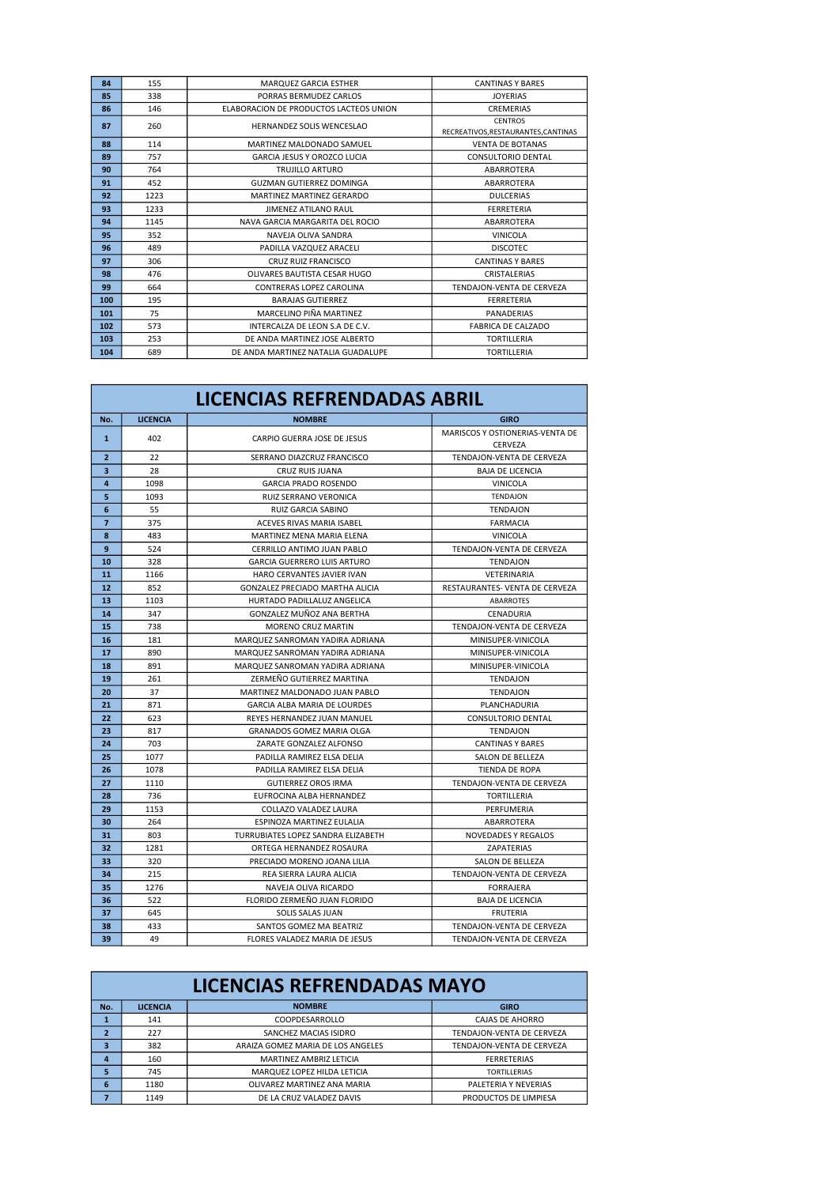| No. | LICENCIA | NOMBRE | GIRO |
|---|---|---|---|
| 84 | 155 | MARQUEZ GARCIA ESTHER | CANTINAS Y BARES |
| 85 | 338 | PORRAS BERMUDEZ CARLOS | JOYERIAS |
| 86 | 146 | ELABORACION DE PRODUCTOS LACTEOS UNION | CREMERIAS |
| 87 | 260 | HERNANDEZ SOLIS WENCESLAO | CENTROS RECREATIVOS,RESTAURANTES,CANTINAS |
| 88 | 114 | MARTINEZ MALDONADO SAMUEL | VENTA DE BOTANAS |
| 89 | 757 | GARCIA JESUS Y OROZCO LUCIA | CONSULTORIO DENTAL |
| 90 | 764 | TRUJILLO ARTURO | ABARROTERA |
| 91 | 452 | GUZMAN GUTIERREZ DOMINGA | ABARROTERA |
| 92 | 1223 | MARTINEZ MARTINEZ GERARDO | DULCERIAS |
| 93 | 1233 | JIMENEZ ATILANO RAUL | FERRETERIA |
| 94 | 1145 | NAVA GARCIA MARGARITA DEL ROCIO | ABARROTERA |
| 95 | 352 | NAVEJA OLIVA SANDRA | VINICOLA |
| 96 | 489 | PADILLA VAZQUEZ ARACELI | DISCOTEC |
| 97 | 306 | CRUZ RUIZ FRANCISCO | CANTINAS Y BARES |
| 98 | 476 | OLIVARES BAUTISTA CESAR HUGO | CRISTALERIAS |
| 99 | 664 | CONTRERAS LOPEZ CAROLINA | TENDAJON-VENTA DE CERVEZA |
| 100 | 195 | BARAJAS GUTIERREZ | FERRETERIA |
| 101 | 75 | MARCELINO PIÑA MARTINEZ | PANADERIAS |
| 102 | 573 | INTERCALZA DE LEON S.A DE C.V. | FABRICA DE CALZADO |
| 103 | 253 | DE ANDA MARTINEZ JOSE ALBERTO | TORTILLERIA |
| 104 | 689 | DE ANDA MARTINEZ NATALIA GUADALUPE | TORTILLERIA |

## LICENCIAS REFRENDADAS ABRIL

| No. | LICENCIA | NOMBRE | GIRO |
|---|---|---|---|
| 1 | 402 | CARPIO GUERRA JOSE DE JESUS | MARISCOS Y OSTIONERIAS-VENTA DE CERVEZA |
| 2 | 22 | SERRANO DIAZCRUZ FRANCISCO | TENDAJON-VENTA DE CERVEZA |
| 3 | 28 | CRUZ RUIS JUANA | BAJA DE LICENCIA |
| 4 | 1098 | GARCIA PRADO ROSENDO | VINICOLA |
| 5 | 1093 | RUIZ SERRANO VERONICA | TENDAJON |
| 6 | 55 | RUIZ GARCIA SABINO | TENDAJON |
| 7 | 375 | ACEVES RIVAS MARIA ISABEL | FARMACIA |
| 8 | 483 | MARTINEZ MENA MARIA ELENA | VINICOLA |
| 9 | 524 | CERRILLO ANTIMO JUAN PABLO | TENDAJON-VENTA DE CERVEZA |
| 10 | 328 | GARCIA GUERRERO LUIS ARTURO | TENDAJON |
| 11 | 1166 | HARO CERVANTES JAVIER IVAN | VETERINARIA |
| 12 | 852 | GONZALEZ PRECIADO MARTHA ALICIA | RESTAURANTES- VENTA DE CERVEZA |
| 13 | 1103 | HURTADO PADILLALUZ ANGELICA | ABARROTES |
| 14 | 347 | GONZALEZ MUÑOZ ANA BERTHA | CENADURIA |
| 15 | 738 | MORENO CRUZ MARTIN | TENDAJON-VENTA DE CERVEZA |
| 16 | 181 | MARQUEZ SANROMAN YADIRA ADRIANA | MINISUPER-VINICOLA |
| 17 | 890 | MARQUEZ SANROMAN YADIRA ADRIANA | MINISUPER-VINICOLA |
| 18 | 891 | MARQUEZ SANROMAN YADIRA ADRIANA | MINISUPER-VINICOLA |
| 19 | 261 | ZERMEÑO GUTIERREZ MARTINA | TENDAJON |
| 20 | 37 | MARTINEZ MALDONADO JUAN PABLO | TENDAJON |
| 21 | 871 | GARCIA ALBA MARIA DE LOURDES | PLANCHADURIA |
| 22 | 623 | REYES HERNANDEZ JUAN MANUEL | CONSULTORIO DENTAL |
| 23 | 817 | GRANADOS GOMEZ MARIA OLGA | TENDAJON |
| 24 | 703 | ZARATE GONZALEZ ALFONSO | CANTINAS Y BARES |
| 25 | 1077 | PADILLA RAMIREZ ELSA DELIA | SALON DE BELLEZA |
| 26 | 1078 | PADILLA RAMIREZ ELSA DELIA | TIENDA DE ROPA |
| 27 | 1110 | GUTIERREZ OROS IRMA | TENDAJON-VENTA DE CERVEZA |
| 28 | 736 | EUFROCINA ALBA HERNANDEZ | TORTILLERIA |
| 29 | 1153 | COLLAZO VALADEZ LAURA | PERFUMERIA |
| 30 | 264 | ESPINOZA MARTINEZ EULALIA | ABARROTERA |
| 31 | 803 | TURRUBIATES LOPEZ SANDRA ELIZABETH | NOVEDADES Y REGALOS |
| 32 | 1281 | ORTEGA HERNANDEZ ROSAURA | ZAPATERIAS |
| 33 | 320 | PRECIADO MORENO JOANA LILIA | SALON DE BELLEZA |
| 34 | 215 | REA SIERRA LAURA ALICIA | TENDAJON-VENTA DE CERVEZA |
| 35 | 1276 | NAVEJA OLIVA RICARDO | FORRAJERA |
| 36 | 522 | FLORIDO ZERMEÑO JUAN FLORIDO | BAJA DE LICENCIA |
| 37 | 645 | SOLIS SALAS JUAN | FRUTERIA |
| 38 | 433 | SANTOS GOMEZ MA BEATRIZ | TENDAJON-VENTA DE CERVEZA |
| 39 | 49 | FLORES VALADEZ MARIA DE JESUS | TENDAJON-VENTA DE CERVEZA |

## LICENCIAS REFRENDADAS MAYO

| No. | LICENCIA | NOMBRE | GIRO |
|---|---|---|---|
| 1 | 141 | COOPDESARROLLO | CAJAS DE AHORRO |
| 2 | 227 | SANCHEZ MACIAS ISIDRO | TENDAJON-VENTA DE CERVEZA |
| 3 | 382 | ARAIZA GOMEZ MARIA DE LOS ANGELES | TENDAJON-VENTA DE CERVEZA |
| 4 | 160 | MARTINEZ AMBRIZ LETICIA | FERRETERIAS |
| 5 | 745 | MARQUEZ LOPEZ HILDA LETICIA | TORTILLERIAS |
| 6 | 1180 | OLIVAREZ MARTINEZ ANA MARIA | PALETERIA Y NEVERIAS |
| 7 | 1149 | DE LA CRUZ VALADEZ DAVIS | PRODUCTOS DE LIMPIESA |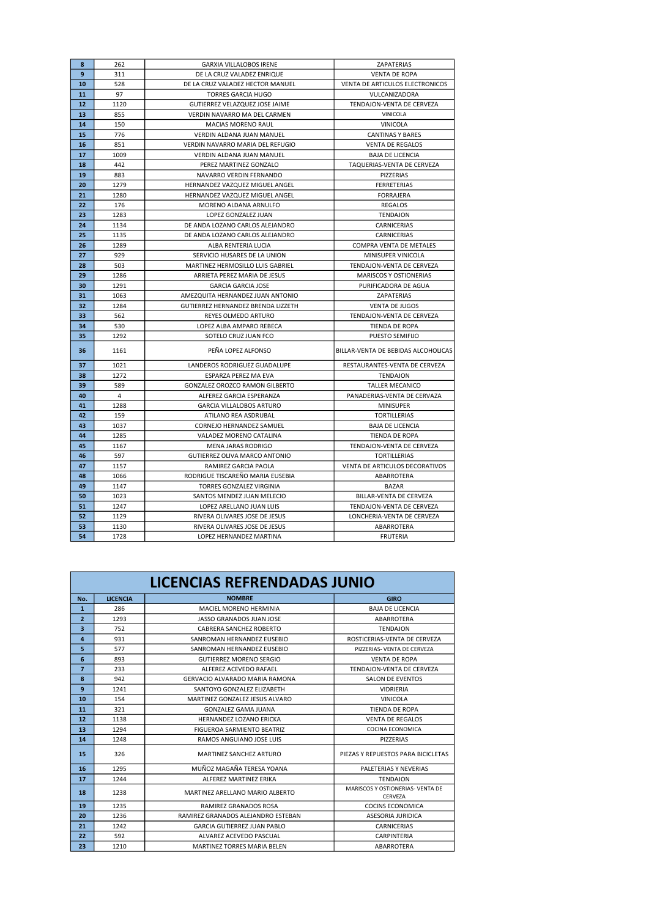| No. | LICENCIA | NOMBRE | GIRO |
|---|---|---|---|
| 8 | 262 | GARXIA VILLALOBOS IRENE | ZAPATERIAS |
| 9 | 311 | DE LA CRUZ VALADEZ ENRIQUE | VENTA DE ROPA |
| 10 | 528 | DE LA CRUZ VALADEZ HECTOR MANUEL | VENTA DE ARTICULOS ELECTRONICOS |
| 11 | 97 | TORRES GARCIA HUGO | VULCANIZADORA |
| 12 | 1120 | GUTIERREZ VELAZQUEZ JOSE JAIME | TENDAJON-VENTA DE CERVEZA |
| 13 | 855 | VERDIN NAVARRO MA DEL CARMEN | VINICOLA |
| 14 | 150 | MACIAS MORENO RAUL | VINICOLA |
| 15 | 776 | VERDIN ALDANA JUAN MANUEL | CANTINAS Y BARES |
| 16 | 851 | VERDIN NAVARRO MARIA DEL REFUGIO | VENTA DE REGALOS |
| 17 | 1009 | VERDIN ALDANA JUAN MANUEL | BAJA DE LICENCIA |
| 18 | 442 | PEREZ MARTINEZ GONZALO | TAQUERIAS-VENTA DE CERVEZA |
| 19 | 883 | NAVARRO VERDIN FERNANDO | PIZZERIAS |
| 20 | 1279 | HERNANDEZ VAZQUEZ MIGUEL ANGEL | FERRETERIAS |
| 21 | 1280 | HERNANDEZ VAZQUEZ MIGUEL ANGEL | FORRAJERA |
| 22 | 176 | MORENO ALDANA ARNULFO | REGALOS |
| 23 | 1283 | LOPEZ GONZALEZ JUAN | TENDAJON |
| 24 | 1134 | DE ANDA LOZANO CARLOS ALEJANDRO | CARNICERIAS |
| 25 | 1135 | DE ANDA LOZANO CARLOS ALEJANDRO | CARNICERIAS |
| 26 | 1289 | ALBA RENTERIA LUCIA | COMPRA VENTA DE METALES |
| 27 | 929 | SERVICIO HUSARES DE LA UNION | MINISUPER VINICOLA |
| 28 | 503 | MARTINEZ HERMOSILLO LUIS GABRIEL | TENDAJON-VENTA DE CERVEZA |
| 29 | 1286 | ARRIETA PEREZ MARIA DE JESUS | MARISCOS Y OSTIONERIAS |
| 30 | 1291 | GARCIA GARCIA JOSE | PURIFICADORA DE AGUA |
| 31 | 1063 | AMEZQUITA HERNANDEZ JUAN ANTONIO | ZAPATERIAS |
| 32 | 1284 | GUTIERREZ HERNANDEZ BRENDA LIZZETH | VENTA DE JUGOS |
| 33 | 562 | REYES OLMEDO ARTURO | TENDAJON-VENTA DE CERVEZA |
| 34 | 530 | LOPEZ ALBA AMPARO REBECA | TIENDA DE ROPA |
| 35 | 1292 | SOTELO CRUZ JUAN FCO | PUESTO SEMIFIJO |
| 36 | 1161 | PEÑA LOPEZ ALFONSO | BILLAR-VENTA DE BEBIDAS ALCOHOLICAS |
| 37 | 1021 | LANDEROS RODRIGUEZ GUADALUPE | RESTAURANTES-VENTA DE CERVEZA |
| 38 | 1272 | ESPARZA PEREZ MA EVA | TENDAJON |
| 39 | 589 | GONZALEZ OROZCO RAMON GILBERTO | TALLER MECANICO |
| 40 | 4 | ALFEREZ GARCIA ESPERANZA | PANADERIAS-VENTA DE CERVAZA |
| 41 | 1288 | GARCIA VILLALOBOS ARTURO | MINISUPER |
| 42 | 159 | ATILANO REA ASDRUBAL | TORTILLERIAS |
| 43 | 1037 | CORNEJO HERNANDEZ SAMUEL | BAJA DE LICENCIA |
| 44 | 1285 | VALADEZ MORENO CATALINA | TIENDA DE ROPA |
| 45 | 1167 | MENA JARAS RODRIGO | TENDAJON-VENTA DE CERVEZA |
| 46 | 597 | GUTIERREZ OLIVA MARCO ANTONIO | TORTILLERIAS |
| 47 | 1157 | RAMIREZ GARCIA PAOLA | VENTA DE ARTICULOS DECORATIVOS |
| 48 | 1066 | RODRIGUE TISCAREÑO MARIA EUSEBIA | ABARROTERA |
| 49 | 1147 | TORRES GONZALEZ VIRGINIA | BAZAR |
| 50 | 1023 | SANTOS MENDEZ JUAN MELECIO | BILLAR-VENTA DE CERVEZA |
| 51 | 1247 | LOPEZ ARELLANO JUAN LUIS | TENDAJON-VENTA DE CERVEZA |
| 52 | 1129 | RIVERA OLIVARES JOSE DE JESUS | LONCHERIA-VENTA DE CERVEZA |
| 53 | 1130 | RIVERA OLIVARES JOSE DE JESUS | ABARROTERA |
| 54 | 1728 | LOPEZ HERNANDEZ MARTINA | FRUTERIA |

# LICENCIAS REFRENDADAS JUNIO

| No. | LICENCIA | NOMBRE | GIRO |
|---|---|---|---|
| 1 | 286 | MACIEL MORENO HERMINIA | BAJA DE LICENCIA |
| 2 | 1293 | JASSO GRANADOS JUAN JOSE | ABARROTERA |
| 3 | 752 | CABRERA SANCHEZ ROBERTO | TENDAJON |
| 4 | 931 | SANROMAN HERNANDEZ EUSEBIO | ROSTICERIAS-VENTA DE CERVEZA |
| 5 | 577 | SANROMAN HERNANDEZ EUSEBIO | PIZZERIAS- VENTA DE CERVEZA |
| 6 | 893 | GUTIERREZ MORENO SERGIO | VENTA DE ROPA |
| 7 | 233 | ALFEREZ ACEVEDO RAFAEL | TENDAJON-VENTA DE CERVEZA |
| 8 | 942 | GERVACIO ALVARADO MARIA RAMONA | SALON DE EVENTOS |
| 9 | 1241 | SANTOYO GONZALEZ ELIZABETH | VIDRIERIA |
| 10 | 154 | MARTINEZ GONZALEZ JESUS ALVARO | VINICOLA |
| 11 | 321 | GONZALEZ GAMA JUANA | TIENDA DE ROPA |
| 12 | 1138 | HERNANDEZ LOZANO ERICKA | VENTA DE REGALOS |
| 13 | 1294 | FIGUEROA SARMIENTO BEATRIZ | COCINA ECONOMICA |
| 14 | 1248 | RAMOS ANGUIANO JOSE LUIS | PIZZERIAS |
| 15 | 326 | MARTINEZ SANCHEZ ARTURO | PIEZAS Y REPUESTOS PARA BICICLETAS |
| 16 | 1295 | MUÑOZ MAGAÑA TERESA YOANA | PALETERIAS Y NEVERIAS |
| 17 | 1244 | ALFEREZ MARTINEZ ERIKA | TENDAJON |
| 18 | 1238 | MARTINEZ ARELLANO MARIO ALBERTO | MARISCOS Y OSTIONERIAS- VENTA DE CERVEZA |
| 19 | 1235 | RAMIREZ GRANADOS ROSA | COCINS ECONOMICA |
| 20 | 1236 | RAMIREZ GRANADOS ALEJANDRO ESTEBAN | ASESORIA JURIDICA |
| 21 | 1242 | GARCIA GUTIERREZ JUAN PABLO | CARNICERIAS |
| 22 | 592 | ALVAREZ ACEVEDO PASCUAL | CARPINTERIA |
| 23 | 1210 | MARTINEZ TORRES MARIA BELEN | ABARROTERA |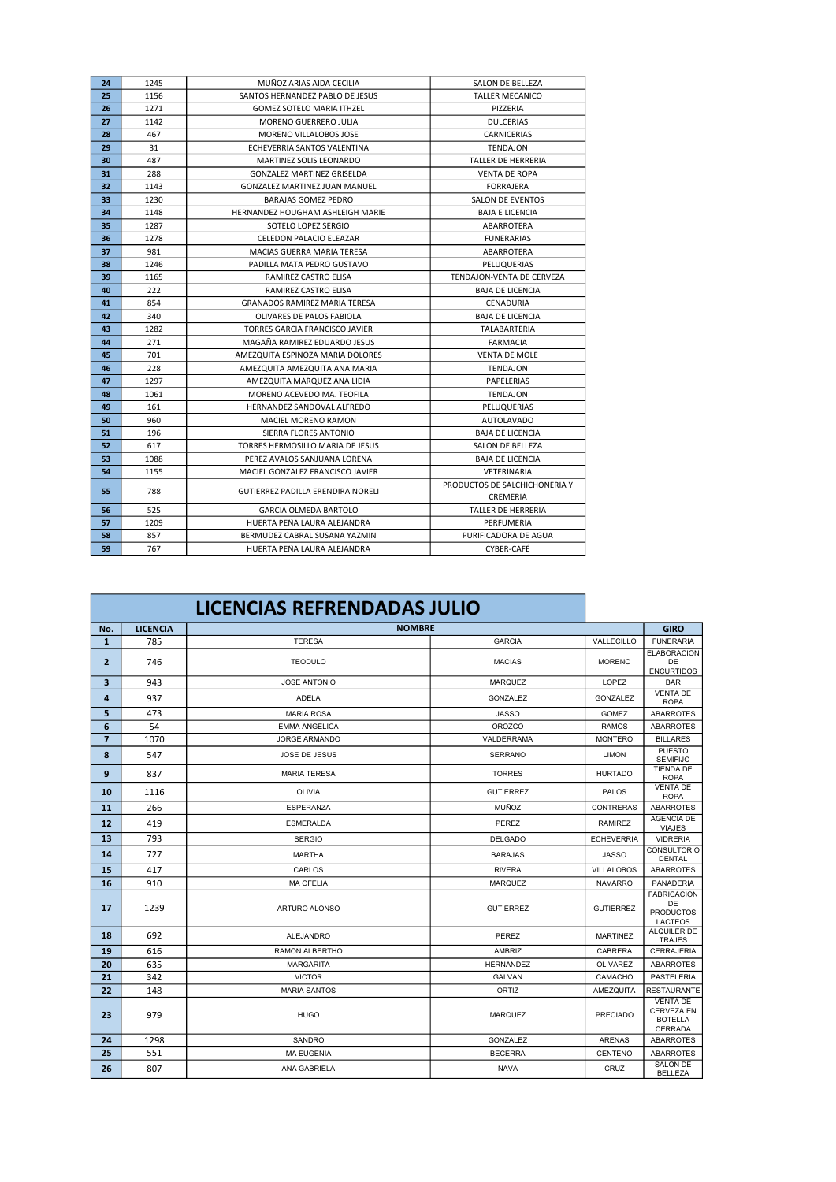| | | | |
|---|---|---|---|
| 24 | 1245 | MUÑOZ ARIAS AIDA CECILIA | SALON DE BELLEZA |
| 25 | 1156 | SANTOS HERNANDEZ PABLO DE JESUS | TALLER MECANICO |
| 26 | 1271 | GOMEZ SOTELO MARIA ITHZEL | PIZZERIA |
| 27 | 1142 | MORENO GUERRERO JULIA | DULCERIAS |
| 28 | 467 | MORENO VILLALOBOS JOSE | CARNICERIAS |
| 29 | 31 | ECHEVERRIA SANTOS VALENTINA | TENDAJON |
| 30 | 487 | MARTINEZ SOLIS LEONARDO | TALLER DE HERRERIA |
| 31 | 288 | GONZALEZ MARTINEZ GRISELDA | VENTA DE ROPA |
| 32 | 1143 | GONZALEZ MARTINEZ JUAN MANUEL | FORRAJERA |
| 33 | 1230 | BARAJAS GOMEZ PEDRO | SALON DE EVENTOS |
| 34 | 1148 | HERNANDEZ HOUGHAM ASHLEIGH MARIE | BAJA E LICENCIA |
| 35 | 1287 | SOTELO LOPEZ SERGIO | ABARROTERA |
| 36 | 1278 | CELEDON PALACIO ELEAZAR | FUNERARIAS |
| 37 | 981 | MACIAS GUERRA MARIA TERESA | ABARROTERA |
| 38 | 1246 | PADILLA MATA PEDRO GUSTAVO | PELUQUERIAS |
| 39 | 1165 | RAMIREZ CASTRO ELISA | TENDAJON-VENTA DE CERVEZA |
| 40 | 222 | RAMIREZ CASTRO ELISA | BAJA DE LICENCIA |
| 41 | 854 | GRANADOS RAMIREZ MARIA TERESA | CENADURIA |
| 42 | 340 | OLIVARES DE PALOS FABIOLA | BAJA DE LICENCIA |
| 43 | 1282 | TORRES GARCIA FRANCISCO JAVIER | TALABARTERIA |
| 44 | 271 | MAGAÑA RAMIREZ EDUARDO JESUS | FARMACIA |
| 45 | 701 | AMEZQUITA ESPINOZA MARIA DOLORES | VENTA DE MOLE |
| 46 | 228 | AMEZQUITA AMEZQUITA ANA MARIA | TENDAJON |
| 47 | 1297 | AMEZQUITA MARQUEZ ANA LIDIA | PAPELERIAS |
| 48 | 1061 | MORENO ACEVEDO MA. TEOFILA | TENDAJON |
| 49 | 161 | HERNANDEZ SANDOVAL ALFREDO | PELUQUERIAS |
| 50 | 960 | MACIEL MORENO RAMON | AUTOLAVADO |
| 51 | 196 | SIERRA FLORES ANTONIO | BAJA DE LICENCIA |
| 52 | 617 | TORRES HERMOSILLO MARIA DE JESUS | SALON DE BELLEZA |
| 53 | 1088 | PEREZ AVALOS SANJUANA LORENA | BAJA DE LICENCIA |
| 54 | 1155 | MACIEL GONZALEZ FRANCISCO JAVIER | VETERINARIA |
| 55 | 788 | GUTIERREZ PADILLA ERENDIRA NORELI | PRODUCTOS DE SALCHICHONERIA Y CREMERIA |
| 56 | 525 | GARCIA OLMEDA BARTOLO | TALLER DE HERRERIA |
| 57 | 1209 | HUERTA PEÑA LAURA ALEJANDRA | PERFUMERIA |
| 58 | 857 | BERMUDEZ CABRAL SUSANA YAZMIN | PURIFICADORA DE AGUA |
| 59 | 767 | HUERTA PEÑA LAURA ALEJANDRA | CYBER-CAFÉ |

## LICENCIAS REFRENDADAS JULIO

| No. | LICENCIA | NOMBRE | | | GIRO |
|---|---|---|---|---|---|
| 1 | 785 | TERESA | GARCIA | VALLECILLO | FUNERARIA |
| 2 | 746 | TEODULO | MACIAS | MORENO | ELABORACION DE ENCURTIDOS |
| 3 | 943 | JOSE ANTONIO | MARQUEZ | LOPEZ | BAR |
| 4 | 937 | ADELA | GONZALEZ | GONZALEZ | VENTA DE ROPA |
| 5 | 473 | MARIA ROSA | JASSO | GOMEZ | ABARROTES |
| 6 | 54 | EMMA ANGELICA | OROZCO | RAMOS | ABARROTES |
| 7 | 1070 | JORGE ARMANDO | VALDERRAMA | MONTERO | BILLARES |
| 8 | 547 | JOSE DE JESUS | SERRANO | LIMON | PUESTO SEMIFIJO |
| 9 | 837 | MARIA TERESA | TORRES | HURTADO | TIENDA DE ROPA |
| 10 | 1116 | OLIVIA | GUTIERREZ | PALOS | VENTA DE ROPA |
| 11 | 266 | ESPERANZA | MUÑOZ | CONTRERAS | ABARROTES |
| 12 | 419 | ESMERALDA | PEREZ | RAMIREZ | AGENCIA DE VIAJES |
| 13 | 793 | SERGIO | DELGADO | ECHEVERRIA | VIDRERIA |
| 14 | 727 | MARTHA | BARAJAS | JASSO | CONSULTORIO DENTAL |
| 15 | 417 | CARLOS | RIVERA | VILLALOBOS | ABARROTES |
| 16 | 910 | MA OFELIA | MARQUEZ | NAVARRO | PANADERIA |
| 17 | 1239 | ARTURO ALONSO | GUTIERREZ | GUTIERREZ | FABRICACION DE PRODUCTOS LACTEOS |
| 18 | 692 | ALEJANDRO | PEREZ | MARTINEZ | ALQUILER DE TRAJES |
| 19 | 616 | RAMON ALBERTHO | AMBRIZ | CABRERA | CERRAJERIA |
| 20 | 635 | MARGARITA | HERNANDEZ | OLIVAREZ | ABARROTES |
| 21 | 342 | VICTOR | GALVAN | CAMACHO | PASTELERIA |
| 22 | 148 | MARIA SANTOS | ORTIZ | AMEZQUITA | RESTAURANTE |
| 23 | 979 | HUGO | MARQUEZ | PRECIADO | VENTA DE CERVEZA EN BOTELLA CERRADA |
| 24 | 1298 | SANDRO | GONZALEZ | ARENAS | ABARROTES |
| 25 | 551 | MA EUGENIA | BECERRA | CENTENO | ABARROTES |
| 26 | 807 | ANA GABRIELA | NAVA | CRUZ | SALON DE BELLEZA |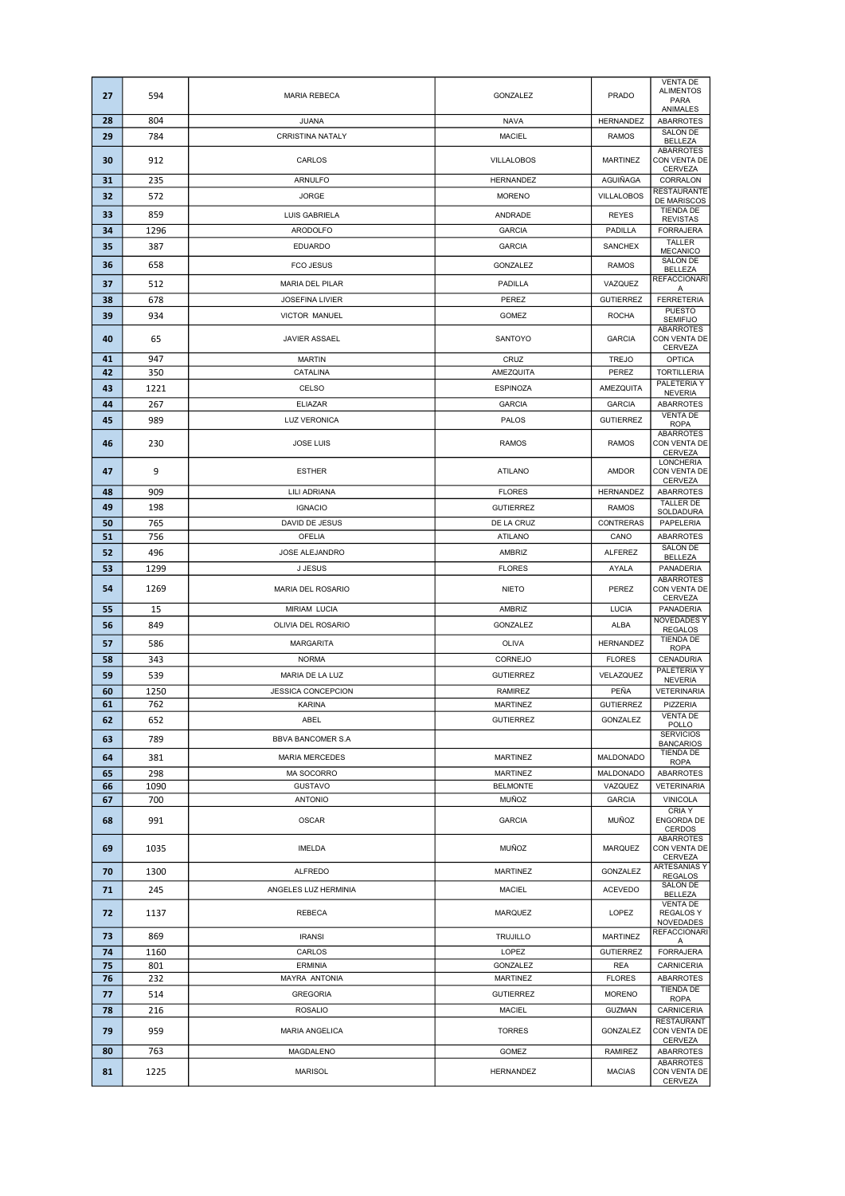| | | | | | |
|---|---|---|---|---|---|
| 27 | 594 | MARIA REBECA | GONZALEZ | PRADO | VENTA DE ALIMENTOS PARA ANIMALES |
| 28 | 804 | JUANA | NAVA | HERNANDEZ | ABARROTES |
| 29 | 784 | CRRISTINA NATALY | MACIEL | RAMOS | SALON DE BELLEZA |
| 30 | 912 | CARLOS | VILLALOBOS | MARTINEZ | ABARROTES CON VENTA DE CERVEZA |
| 31 | 235 | ARNULFO | HERNANDEZ | AGUIÑAGA | CORRALON |
| 32 | 572 | JORGE | MORENO | VILLALOBOS | RESTAURANTE DE MARISCOS |
| 33 | 859 | LUIS GABRIELA | ANDRADE | REYES | TIENDA DE REVISTAS |
| 34 | 1296 | ARODOLFO | GARCIA | PADILLA | FORRAJERA |
| 35 | 387 | EDUARDO | GARCIA | SANCHEX | TALLER MECANICO |
| 36 | 658 | FCO JESUS | GONZALEZ | RAMOS | SALON DE BELLEZA |
| 37 | 512 | MARIA DEL PILAR | PADILLA | VAZQUEZ | REFACCIONARIA |
| 38 | 678 | JOSEFINA LIVIER | PEREZ | GUTIERREZ | FERRETERIA |
| 39 | 934 | VICTOR MANUEL | GOMEZ | ROCHA | PUESTO SEMIFIJO |
| 40 | 65 | JAVIER ASSAEL | SANTOYO | GARCIA | ABARROTES CON VENTA DE CERVEZA |
| 41 | 947 | MARTIN | CRUZ | TREJO | OPTICA |
| 42 | 350 | CATALINA | AMEZQUITA | PEREZ | TORTILLERIA |
| 43 | 1221 | CELSO | ESPINOZA | AMEZQUITA | PALETERIA Y NEVERIA |
| 44 | 267 | ELIAZAR | GARCIA | GARCIA | ABARROTES |
| 45 | 989 | LUZ VERONICA | PALOS | GUTIERREZ | VENTA DE ROPA |
| 46 | 230 | JOSE LUIS | RAMOS | RAMOS | ABARROTES CON VENTA DE CERVEZA |
| 47 | 9 | ESTHER | ATILANO | AMDOR | LONCHERIA CON VENTA DE CERVEZA |
| 48 | 909 | LILI ADRIANA | FLORES | HERNANDEZ | ABARROTES |
| 49 | 198 | IGNACIO | GUTIERREZ | RAMOS | TALLER DE SOLDADURA |
| 50 | 765 | DAVID DE JESUS | DE LA CRUZ | CONTRERAS | PAPELERIA |
| 51 | 756 | OFELIA | ATILANO | CANO | ABARROTES |
| 52 | 496 | JOSE ALEJANDRO | AMBRIZ | ALFEREZ | SALON DE BELLEZA |
| 53 | 1299 | J JESUS | FLORES | AYALA | PANADERIA |
| 54 | 1269 | MARIA DEL ROSARIO | NIETO | PEREZ | ABARROTES CON VENTA DE CERVEZA |
| 55 | 15 | MIRIAM LUCIA | AMBRIZ | LUCIA | PANADERIA |
| 56 | 849 | OLIVIA DEL ROSARIO | GONZALEZ | ALBA | NOVEDADES Y REGALOS |
| 57 | 586 | MARGARITA | OLIVA | HERNANDEZ | TIENDA DE ROPA |
| 58 | 343 | NORMA | CORNEJO | FLORES | CENADURIA |
| 59 | 539 | MARIA DE LA LUZ | GUTIERREZ | VELAZQUEZ | PALETERIA Y NEVERIA |
| 60 | 1250 | JESSICA CONCEPCION | RAMIREZ | PEÑA | VETERINARIA |
| 61 | 762 | KARINA | MARTINEZ | GUTIERREZ | PIZZERIA |
| 62 | 652 | ABEL | GUTIERREZ | GONZALEZ | VENTA DE POLLO |
| 63 | 789 | BBVA BANCOMER S.A | | | SERVICIOS BANCARIOS |
| 64 | 381 | MARIA MERCEDES | MARTINEZ | MALDONADO | TIENDA DE ROPA |
| 65 | 298 | MA SOCORRO | MARTINEZ | MALDONADO | ABARROTES |
| 66 | 1090 | GUSTAVO | BELMONTE | VAZQUEZ | VETERINARIA |
| 67 | 700 | ANTONIO | MUÑOZ | GARCIA | VINICOLA |
| 68 | 991 | OSCAR | GARCIA | MUÑOZ | CRIA Y ENGORDA DE CERDOS |
| 69 | 1035 | IMELDA | MUÑOZ | MARQUEZ | ABARROTES CON VENTA DE CERVEZA |
| 70 | 1300 | ALFREDO | MARTINEZ | GONZALEZ | ARTESANIAS Y REGALOS |
| 71 | 245 | ANGELES LUZ HERMINIA | MACIEL | ACEVEDO | SALON DE BELLEZA |
| 72 | 1137 | REBECA | MARQUEZ | LOPEZ | VENTA DE REGALOS Y NOVEDADES |
| 73 | 869 | IRANSI | TRUJILLO | MARTINEZ | REFACCIONARIA |
| 74 | 1160 | CARLOS | LOPEZ | GUTIERREZ | FORRAJERA |
| 75 | 801 | ERMINIA | GONZALEZ | REA | CARNICERIA |
| 76 | 232 | MAYRA ANTONIA | MARTINEZ | FLORES | ABARROTES |
| 77 | 514 | GREGORIA | GUTIERREZ | MORENO | TIENDA DE ROPA |
| 78 | 216 | ROSALIO | MACIEL | GUZMAN | CARNICERIA |
| 79 | 959 | MARIA ANGELICA | TORRES | GONZALEZ | RESTAURANT CON VENTA DE CERVEZA |
| 80 | 763 | MAGDALENO | GOMEZ | RAMIREZ | ABARROTES |
| 81 | 1225 | MARISOL | HERNANDEZ | MACIAS | ABARROTES CON VENTA DE CERVEZA |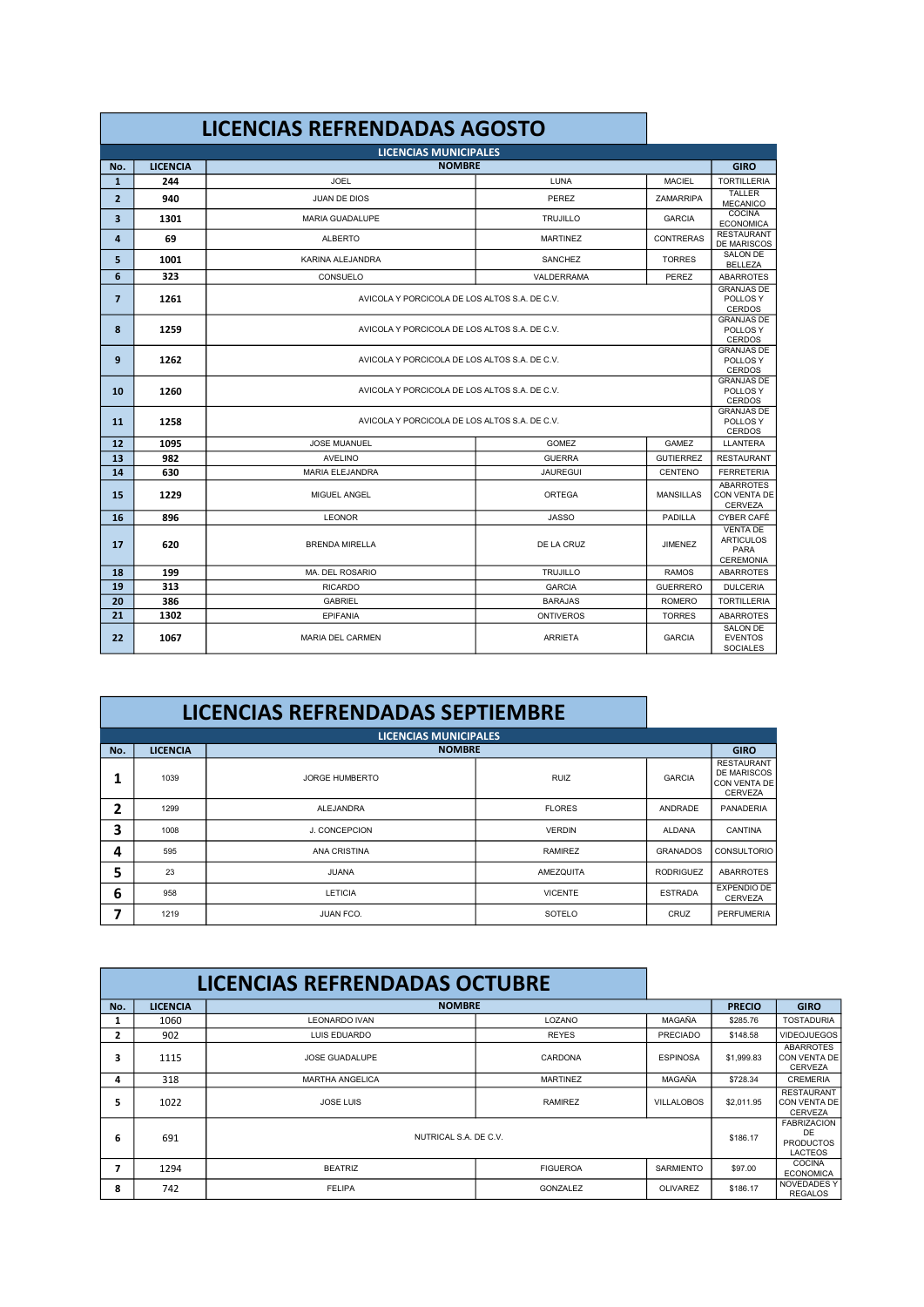# LICENCIAS REFRENDADAS AGOSTO

| No. | LICENCIA | NOMBRE | | | GIRO |
|---|---|---|---|---|---|
| | | LICENCIAS MUNICIPALES | | | |
| 1 | 244 | JOEL | LUNA | MACIEL | TORTILLERIA |
| 2 | 940 | JUAN DE DIOS | PEREZ | ZAMARRIPA | TALLER MECANICO |
| 3 | 1301 | MARIA GUADALUPE | TRUJILLO | GARCIA | COCINA ECONOMICA |
| 4 | 69 | ALBERTO | MARTINEZ | CONTRERAS | RESTAURANT DE MARISCOS |
| 5 | 1001 | KARINA ALEJANDRA | SANCHEZ | TORRES | SALON DE BELLEZA |
| 6 | 323 | CONSUELO | VALDERRAMA | PEREZ | ABARROTES |
| 7 | 1261 | AVICOLA Y PORCICOLA DE LOS ALTOS S.A. DE C.V. | | | GRANJAS DE POLLOS Y CERDOS |
| 8 | 1259 | AVICOLA Y PORCICOLA DE LOS ALTOS S.A. DE C.V. | | | GRANJAS DE POLLOS Y CERDOS |
| 9 | 1262 | AVICOLA Y PORCICOLA DE LOS ALTOS S.A. DE C.V. | | | GRANJAS DE POLLOS Y CERDOS |
| 10 | 1260 | AVICOLA Y PORCICOLA DE LOS ALTOS S.A. DE C.V. | | | GRANJAS DE POLLOS Y CERDOS |
| 11 | 1258 | AVICOLA Y PORCICOLA DE LOS ALTOS S.A. DE C.V. | | | GRANJAS DE POLLOS Y CERDOS |
| 12 | 1095 | JOSE MUANUEL | GOMEZ | GAMEZ | LLANTERA |
| 13 | 982 | AVELINO | GUERRA | GUTIERREZ | RESTAURANT |
| 14 | 630 | MARIA ELEJANDRA | JAUREGUI | CENTENO | FERRETERIA |
| 15 | 1229 | MIGUEL ANGEL | ORTEGA | MANSILLAS | ABARROTES CON VENTA DE CERVEZA |
| 16 | 896 | LEONOR | JASSO | PADILLA | CYBER CAFÉ |
| 17 | 620 | BRENDA MIRELLA | DE LA CRUZ | JIMENEZ | VENTA DE ARTICULOS PARA CEREMONIA |
| 18 | 199 | MA. DEL ROSARIO | TRUJILLO | RAMOS | ABARROTES |
| 19 | 313 | RICARDO | GARCIA | GUERRERO | DULCERIA |
| 20 | 386 | GABRIEL | BARAJAS | ROMERO | TORTILLERIA |
| 21 | 1302 | EPIFANIA | ONTIVEROS | TORRES | ABARROTES |
| 22 | 1067 | MARIA DEL CARMEN | ARRIETA | GARCIA | SALON DE EVENTOS SOCIALES |

# LICENCIAS REFRENDADAS SEPTIEMBRE

| No. | LICENCIA | NOMBRE | | | GIRO |
|---|---|---|---|---|---|
| | | LICENCIAS MUNICIPALES | | | |
| 1 | 1039 | JORGE HUMBERTO | RUIZ | GARCIA | RESTAURANT DE MARISCOS CON VENTA DE CERVEZA |
| 2 | 1299 | ALEJANDRA | FLORES | ANDRADE | PANADERIA |
| 3 | 1008 | J. CONCEPCION | VERDIN | ALDANA | CANTINA |
| 4 | 595 | ANA CRISTINA | RAMIREZ | GRANADOS | CONSULTORIO |
| 5 | 23 | JUANA | AMEZQUITA | RODRIGUEZ | ABARROTES |
| 6 | 958 | LETICIA | VICENTE | ESTRADA | EXPENDIO DE CERVEZA |
| 7 | 1219 | JUAN FCO. | SOTELO | CRUZ | PERFUMERIA |

# LICENCIAS REFRENDADAS OCTUBRE

| No. | LICENCIA | NOMBRE | | | PRECIO | GIRO |
|---|---|---|---|---|---|---|
| 1 | 1060 | LEONARDO IVAN | LOZANO | MAGAÑA | $285.76 | TOSTADURIA |
| 2 | 902 | LUIS EDUARDO | REYES | PRECIADO | $148.58 | VIDEOJUEGOS |
| 3 | 1115 | JOSE GUADALUPE | CARDONA | ESPINOSA | $1,999.83 | ABARROTES CON VENTA DE CERVEZA |
| 4 | 318 | MARTHA ANGELICA | MARTINEZ | MAGAÑA | $728.34 | CREMERIA |
| 5 | 1022 | JOSE LUIS | RAMIREZ | VILLALOBOS | $2,011.95 | RESTAURANT CON VENTA DE CERVEZA |
| 6 | 691 | NUTRICAL S.A. DE C.V. | | | $186.17 | FABRIZACION DE PRODUCTOS LACTEOS |
| 7 | 1294 | BEATRIZ | FIGUEROA | SARMIENTO | $97.00 | COCINA ECONOMICA |
| 8 | 742 | FELIPA | GONZALEZ | OLIVAREZ | $186.17 | NOVEDADES Y REGALOS |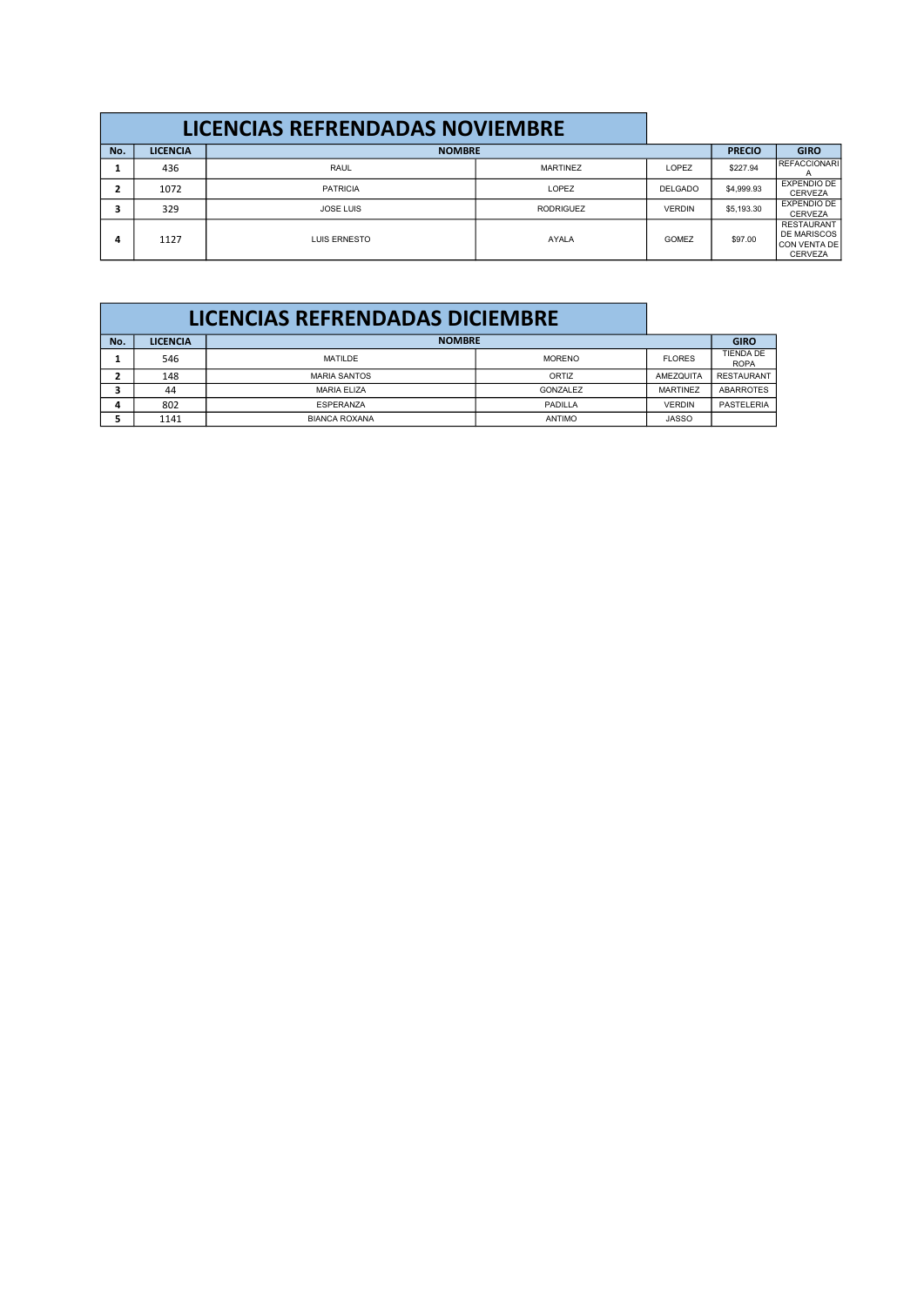# LICENCIAS REFRENDADAS NOVIEMBRE

| No. | LICENCIA | NOMBRE | | | PRECIO | GIRO |
|---|---|---|---|---|---|---|
| 1 | 436 | RAUL | MARTINEZ | LOPEZ | $227.94 | REFACCIONARIA |
| 2 | 1072 | PATRICIA | LOPEZ | DELGADO | $4,999.93 | EXPENDIO DE CERVEZA |
| 3 | 329 | JOSE LUIS | RODRIGUEZ | VERDIN | $5,193.30 | EXPENDIO DE CERVEZA |
| 4 | 1127 | LUIS ERNESTO | AYALA | GOMEZ | $97.00 | RESTAURANT DE MARISCOS CON VENTA DE CERVEZA |

# LICENCIAS REFRENDADAS DICIEMBRE

| No. | LICENCIA | NOMBRE | | | GIRO |
|---|---|---|---|---|---|
| 1 | 546 | MATILDE | MORENO | FLORES | TIENDA DE ROPA |
| 2 | 148 | MARIA SANTOS | ORTIZ | AMEZQUITA | RESTAURANT |
| 3 | 44 | MARIA ELIZA | GONZALEZ | MARTINEZ | ABARROTES |
| 4 | 802 | ESPERANZA | PADILLA | VERDIN | PASTELERIA |
| 5 | 1141 | BIANCA ROXANA | ANTIMO | JASSO | |